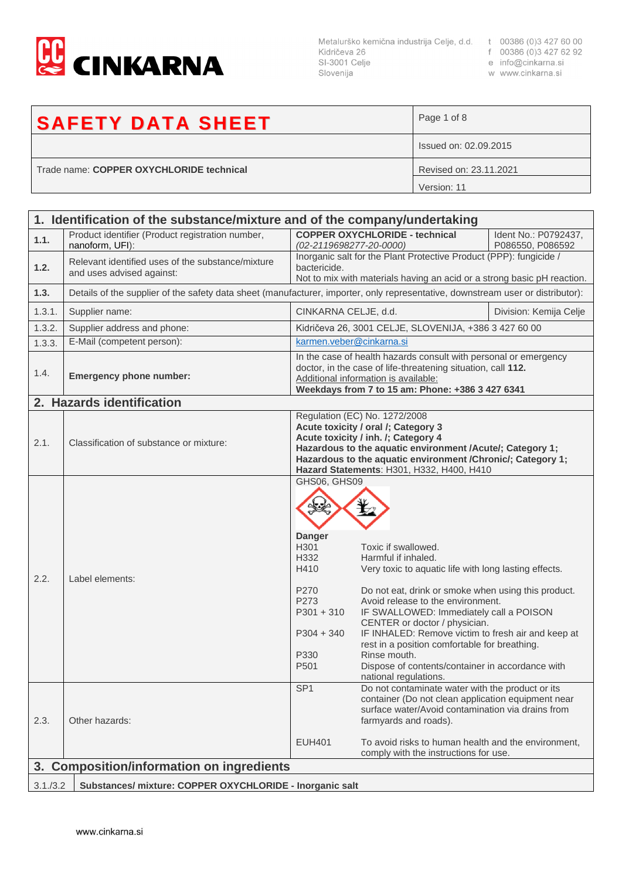**CINKARNA**

Metalurško kemična industrija Celje, d.d.
Kidričeva 26
SI-3001 Celje
Slovenija

t 00386 (0)3 427 60 00
f 00386 (0)3 427 62 92
e info@cinkarna.si
w www.cinkarna.si

| **SAFETY DATA SHEET** | Page 1 of 8 |
|---|---|
| | Issued on: 02.09.2015 |
| Trade name: **COPPER OXYCHLORIDE technical** | Revised on: 23.11.2021 |
| | Version: 11 |

## 1. Identification of the substance/mixture and of the company/undertaking

| | | | |
|---|---|---|---|
| **1.1.** | Product identifier (Product registration number, nanoform, UFI): | **COPPER OXYCHLORIDE - technical** *(02-2119698277-20-0000)* | Ident No.: P0792437, P086550, P086592 |
| **1.2.** | Relevant identified uses of the substance/mixture and uses advised against: | Inorganic salt for the Plant Protective Product (PPP): fungicide / bactericide. Not to mix with materials having an acid or a strong basic pH reaction. | |
| **1.3.** | Details of the supplier of the safety data sheet (manufacturer, importer, only representative, downstream user or distributor): | | |
| 1.3.1. | Supplier name: | CINKARNA CELJE, d.d. | Division: Kemija Celje |
| 1.3.2. | Supplier address and phone: | Kidričeva 26, 3001 CELJE, SLOVENIJA, +386 3 427 60 00 | |
| 1.3.3. | E-Mail (competent person): | karmen.veber@cinkarna.si | |
| 1.4. | **Emergency phone number:** | In the case of health hazards consult with personal or emergency doctor, in the case of life-threatening situation, call **112.** Additional information is available: **Weekdays from 7 to 15 am: Phone: +386 3 427 6341** | |

## 2. Hazards identification

| | | | |
|---|---|---|---|
| 2.1. | Classification of substance or mixture: | Regulation (EC) No. 1272/2008<br>**Acute toxicity / oral /; Category 3**<br>**Acute toxicity / inh. /; Category 4**<br>**Hazardous to the aquatic environment /Acute/; Category 1;**<br>**Hazardous to the aquatic environment /Chronic/; Category 1;**<br>**Hazard Statements**: H301, H332, H400, H410 | |
| 2.2. | Label elements: | GHS06, GHS09<br><br>**Danger** | |
| | | H301 | Toxic if swallowed. |
| | | H332 | Harmful if inhaled. |
| | | H410 | Very toxic to aquatic life with long lasting effects. |
| | | P270 | Do not eat, drink or smoke when using this product. |
| | | P273 | Avoid release to the environment. |
| | | P301 + 310 | IF SWALLOWED: Immediately call a POISON CENTER or doctor / physician. |
| | | P304 + 340 | IF INHALED: Remove victim to fresh air and keep at rest in a position comfortable for breathing. |
| | | P330 | Rinse mouth. |
| | | P501 | Dispose of contents/container in accordance with national regulations. |
| 2.3. | Other hazards: | SP1 | Do not contaminate water with the product or its container (Do not clean application equipment near surface water/Avoid contamination via drains from farmyards and roads). |
| | | EUH401 | To avoid risks to human health and the environment, comply with the instructions for use. |

## 3. Composition/information on ingredients

| | |
|---|---|
| 3.1./3.2 | **Substances/ mixture: COPPER OXYCHLORIDE - Inorganic salt** |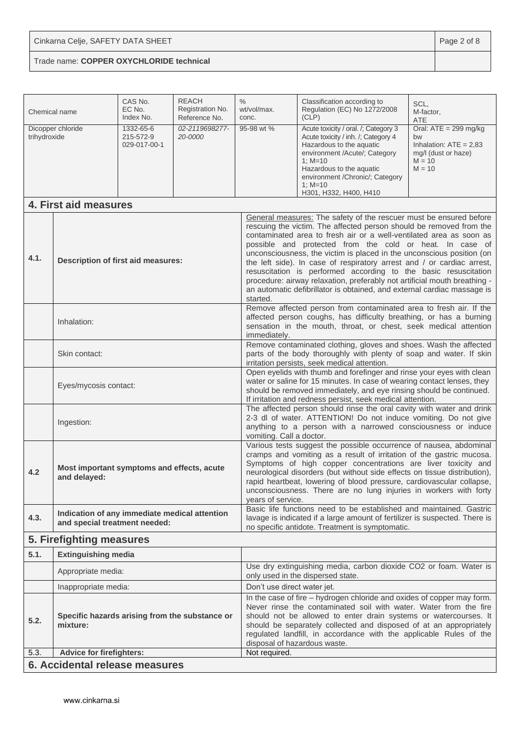| Chemical name | CAS No. EC No. Index No. | REACH Registration No. Reference No. | % wt/vol/max. conc. | Classification according to Regulation (EC) No 1272/2008 (CLP) | SCL, M-factor, ATE |
|---|---|---|---|---|---|
| Dicopper chloride trihydroxide | 1332-65-6 215-572-9 029-017-00-1 | *02-2119698277-20-0000* | 95-98 wt % | Acute toxicity / oral. /; Category 3 Acute toxicity / inh. /; Category 4 Hazardous to the aquatic environment /Acute/; Category 1; M=10 Hazardous to the aquatic environment /Chronic/; Category 1; M=10 H301, H332, H400, H410 | Oral: ATE = 299 mg/kg bw Inhalation: ATE = 2,83 mg/l (dust or haze) M = 10 M = 10 |

## 4. First aid measures

| | | |
|---|---|---|
| **4.1.** | **Description of first aid measures:** | General measures: The safety of the rescuer must be ensured before rescuing the victim. The affected person should be removed from the contaminated area to fresh air or a well-ventilated area as soon as possible and protected from the cold or heat. In case of unconsciousness, the victim is placed in the unconscious position (on the left side). In case of respiratory arrest and / or cardiac arrest, resuscitation is performed according to the basic resuscitation procedure: airway relaxation, preferably not artificial mouth breathing - an automatic defibrillator is obtained, and external cardiac massage is started. |
| | Inhalation: | Remove affected person from contaminated area to fresh air. If the affected person coughs, has difficulty breathing, or has a burning sensation in the mouth, throat, or chest, seek medical attention immediately. |
| | Skin contact: | Remove contaminated clothing, gloves and shoes. Wash the affected parts of the body thoroughly with plenty of soap and water. If skin irritation persists, seek medical attention. |
| | Eyes/mycosis contact: | Open eyelids with thumb and forefinger and rinse your eyes with clean water or saline for 15 minutes. In case of wearing contact lenses, they should be removed immediately, and eye rinsing should be continued. If irritation and redness persist, seek medical attention. |
| | Ingestion: | The affected person should rinse the oral cavity with water and drink 2-3 dl of water. ATTENTION! Do not induce vomiting. Do not give anything to a person with a narrowed consciousness or induce vomiting. Call a doctor. |
| **4.2** | **Most important symptoms and effects, acute and delayed:** | Various tests suggest the possible occurrence of nausea, abdominal cramps and vomiting as a result of irritation of the gastric mucosa. Symptoms of high copper concentrations are liver toxicity and neurological disorders (but without side effects on tissue distribution), rapid heartbeat, lowering of blood pressure, cardiovascular collapse, unconsciousness. There are no lung injuries in workers with forty years of service. |
| **4.3.** | **Indication of any immediate medical attention and special treatment needed:** | Basic life functions need to be established and maintained. Gastric lavage is indicated if a large amount of fertilizer is suspected. There is no specific antidote. Treatment is symptomatic. |

## 5. Firefighting measures

| | | |
|---|---|---|
| **5.1.** | **Extinguishing media** | |
| | Appropriate media: | Use dry extinguishing media, carbon dioxide $CO_2$ or foam. Water is only used in the dispersed state. |
| | Inappropriate media: | Don't use direct water jet. |
| **5.2.** | **Specific hazards arising from the substance or mixture:** | In the case of fire – hydrogen chloride and oxides of copper may form. Never rinse the contaminated soil with water. Water from the fire should not be allowed to enter drain systems or watercourses. It should be separately collected and disposed of at an appropriately regulated landfill, in accordance with the applicable Rules of the disposal of hazardous waste. |
| 5.3. | **Advice for firefighters:** | Not required. |

## 6. Accidental release measures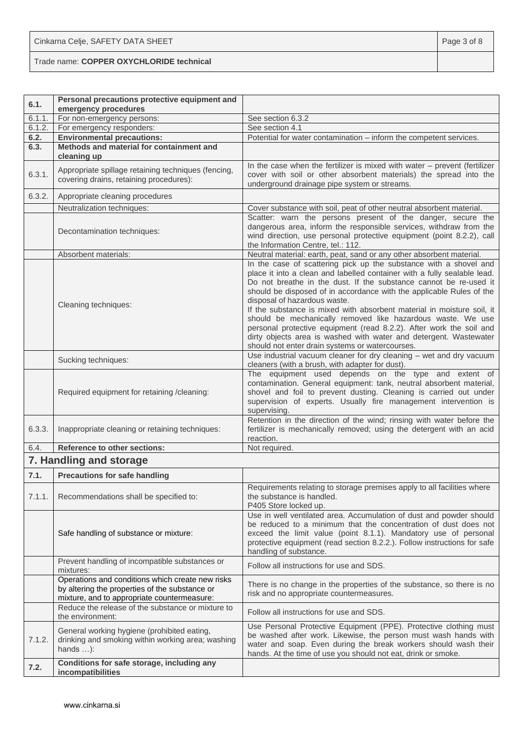| 6.1. | **Personal precautions protective equipment and emergency procedures** | |
|---|---|---|
| 6.1.1. | For non-emergency persons: | See section 6.3.2 |
| 6.1.2. | For emergency responders: | See section 4.1 |
| **6.2.** | **Environmental precautions:** | Potential for water contamination – inform the competent services. |
| **6.3.** | **Methods and material for containment and cleaning up** | |
| 6.3.1. | Appropriate spillage retaining techniques (fencing, covering drains, retaining procedures): | In the case when the fertilizer is mixed with water – prevent (fertilizer cover with soil or other absorbent materials) the spread into the underground drainage pipe system or streams. |
| 6.3.2. | Appropriate cleaning procedures | |
| | Neutralization techniques: | Cover substance with soil, peat of other neutral absorbent material. |
| | Decontamination techniques: | Scatter: warn the persons present of the danger, secure the dangerous area, inform the responsible services, withdraw from the wind direction, use personal protective equipment (point 8.2.2), call the Information Centre, tel.: 112. |
| | Absorbent materials: | Neutral material: earth, peat, sand or any other absorbent material. |
| | Cleaning techniques: | In the case of scattering pick up the substance with a shovel and place it into a clean and labelled container with a fully sealable lead. Do not breathe in the dust. If the substance cannot be re-used it should be disposed of in accordance with the applicable Rules of the disposal of hazardous waste. If the substance is mixed with absorbent material in moisture soil, it should be mechanically removed like hazardous waste. We use personal protective equipment (read 8.2.2). After work the soil and dirty objects area is washed with water and detergent. Wastewater should not enter drain systems or watercourses. |
| | Sucking techniques: | Use industrial vacuum cleaner for dry cleaning – wet and dry vacuum cleaners (with a brush, with adapter for dust). |
| | Required equipment for retaining /cleaning: | The equipment used depends on the type and extent of contamination. General equipment: tank, neutral absorbent material, shovel and foil to prevent dusting. Cleaning is carried out under supervision of experts. Usually fire management intervention is supervising. |
| 6.3.3. | Inappropriate cleaning or retaining techniques: | Retention in the direction of the wind; rinsing with water before the fertilizer is mechanically removed; using the detergent with an acid reaction. |
| 6.4. | **Reference to other sections:** | Not required. |

## 7. Handling and storage

| **7.1.** | **Precautions for safe handling** | |
|---|---|---|
| 7.1.1. | Recommendations shall be specified to: | Requirements relating to storage premises apply to all facilities where the substance is handled. P405 Store locked up. |
| | Safe handling of substance or mixture: | Use in well ventilated area. Accumulation of dust and powder should be reduced to a minimum that the concentration of dust does not exceed the limit value (point 8.1.1). Mandatory use of personal protective equipment (read section 8.2.2.). Follow instructions for safe handling of substance. |
| | Prevent handling of incompatible substances or mixtures: | Follow all instructions for use and SDS. |
| | Operations and conditions which create new risks by altering the properties of the substance or mixture, and to appropriate countermeasure: | There is no change in the properties of the substance, so there is no risk and no appropriate countermeasures. |
| | Reduce the release of the substance or mixture to the environment: | Follow all instructions for use and SDS. |
| 7.1.2. | General working hygiene (prohibited eating, drinking and smoking within working area; washing hands …): | Use Personal Protective Equipment (PPE). Protective clothing must be washed after work. Likewise, the person must wash hands with water and soap. Even during the break workers should wash their hands. At the time of use you should not eat, drink or smoke. |
| **7.2.** | **Conditions for safe storage, including any incompatibilities** | |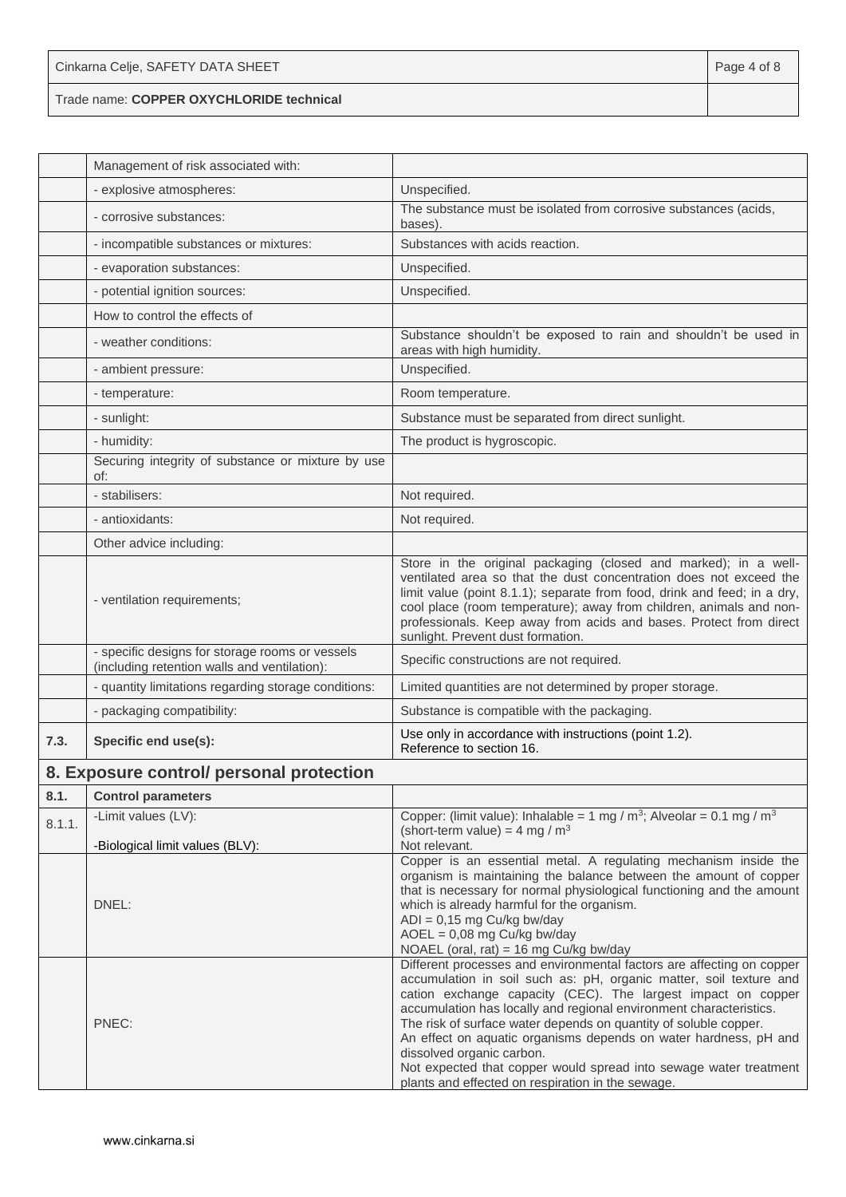| | | |
|---|---|---|
| | Management of risk associated with: | |
| | - explosive atmospheres: | Unspecified. |
| | - corrosive substances: | The substance must be isolated from corrosive substances (acids, bases). |
| | - incompatible substances or mixtures: | Substances with acids reaction. |
| | - evaporation substances: | Unspecified. |
| | - potential ignition sources: | Unspecified. |
| | How to control the effects of | |
| | - weather conditions: | Substance shouldn't be exposed to rain and shouldn't be used in areas with high humidity. |
| | - ambient pressure: | Unspecified. |
| | - temperature: | Room temperature. |
| | - sunlight: | Substance must be separated from direct sunlight. |
| | - humidity: | The product is hygroscopic. |
| | Securing integrity of substance or mixture by use of: | |
| | - stabilisers: | Not required. |
| | - antioxidants: | Not required. |
| | Other advice including: | |
| | - ventilation requirements; | Store in the original packaging (closed and marked); in a well-ventilated area so that the dust concentration does not exceed the limit value (point 8.1.1); separate from food, drink and feed; in a dry, cool place (room temperature); away from children, animals and non-professionals. Keep away from acids and bases. Protect from direct sunlight. Prevent dust formation. |
| | - specific designs for storage rooms or vessels (including retention walls and ventilation): | Specific constructions are not required. |
| | - quantity limitations regarding storage conditions: | Limited quantities are not determined by proper storage. |
| | - packaging compatibility: | Substance is compatible with the packaging. |
| **7.3.** | **Specific end use(s):** | Use only in accordance with instructions (point 1.2). Reference to section 16. |

## 8. Exposure control/ personal protection

| | | |
|---|---|---|
| **8.1.** | **Control parameters** | |
| 8.1.1. | -Limit values (LV):<br>-Biological limit values (BLV): | Copper: (limit value): Inhalable = 1 mg / $m^3$; Alveolar = 0.1 mg / $m^3$ (short-term value) = 4 mg / $m^3$<br>Not relevant. |
| | DNEL: | Copper is an essential metal. A regulating mechanism inside the organism is maintaining the balance between the amount of copper that is necessary for normal physiological functioning and the amount which is already harmful for the organism.<br>ADI = 0,15 mg Cu/kg bw/day<br>AOEL = 0,08 mg Cu/kg bw/day<br>NOAEL (oral, rat) = 16 mg Cu/kg bw/day |
| | PNEC: | Different processes and environmental factors are affecting on copper accumulation in soil such as: pH, organic matter, soil texture and cation exchange capacity (CEC). The largest impact on copper accumulation has locally and regional environment characteristics.<br>The risk of surface water depends on quantity of soluble copper.<br>An effect on aquatic organisms depends on water hardness, pH and dissolved organic carbon.<br>Not expected that copper would spread into sewage water treatment plants and effected on respiration in the sewage. |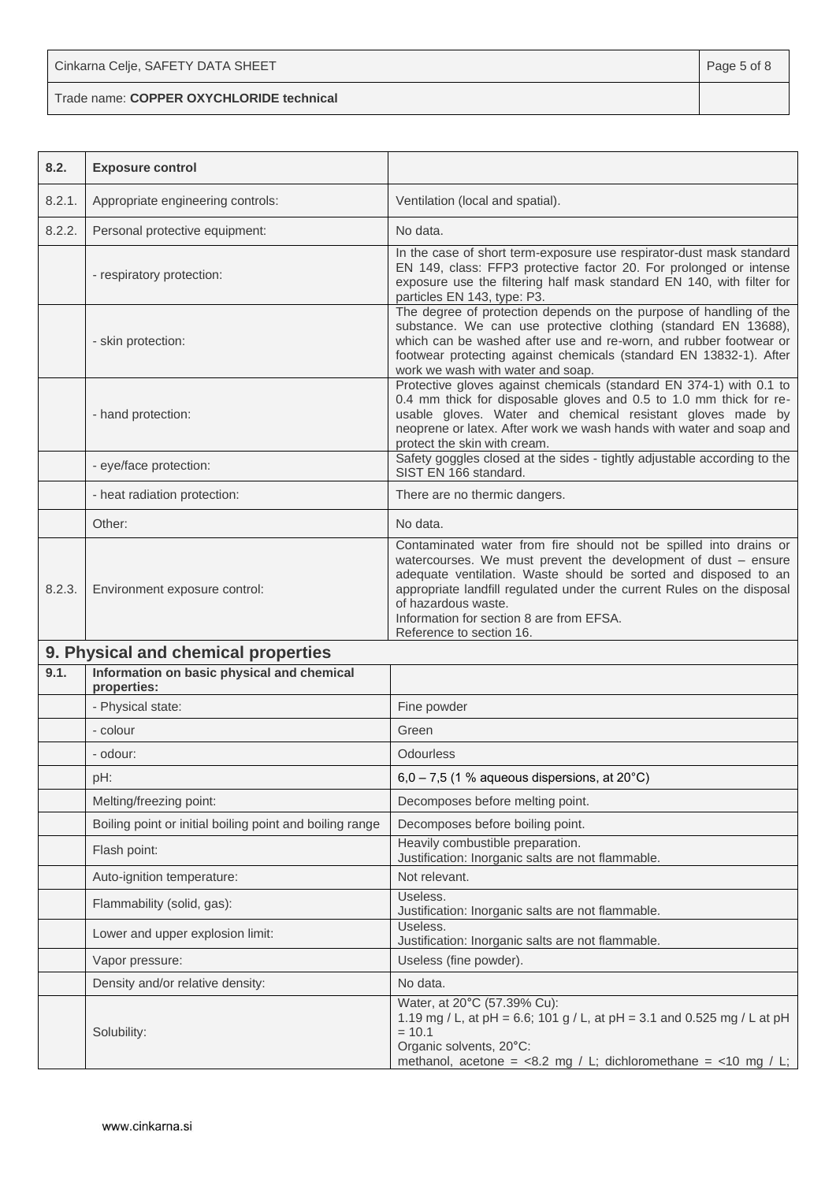| 8.2. | **Exposure control** | |
|---|---|---|
| 8.2.1. | Appropriate engineering controls: | Ventilation (local and spatial). |
| 8.2.2. | Personal protective equipment: | No data. |
| | - respiratory protection: | In the case of short term-exposure use respirator-dust mask standard EN 149, class: FFP3 protective factor 20. For prolonged or intense exposure use the filtering half mask standard EN 140, with filter for particles EN 143, type: P3. |
| | - skin protection: | The degree of protection depends on the purpose of handling of the substance. We can use protective clothing (standard EN 13688), which can be washed after use and re-worn, and rubber footwear or footwear protecting against chemicals (standard EN 13832-1). After work we wash with water and soap. |
| | - hand protection: | Protective gloves against chemicals (standard EN 374-1) with 0.1 to 0.4 mm thick for disposable gloves and 0.5 to 1.0 mm thick for re-usable gloves. Water and chemical resistant gloves made by neoprene or latex. After work we wash hands with water and soap and protect the skin with cream. |
| | - eye/face protection: | Safety goggles closed at the sides - tightly adjustable according to the SIST EN 166 standard. |
| | - heat radiation protection: | There are no thermic dangers. |
| | Other: | No data. |
| 8.2.3. | Environment exposure control: | Contaminated water from fire should not be spilled into drains or watercourses. We must prevent the development of dust – ensure adequate ventilation. Waste should be sorted and disposed to an appropriate landfill regulated under the current Rules on the disposal of hazardous waste.<br>Information for section 8 are from EFSA.<br>Reference to section 16. |

## 9. Physical and chemical properties

| 9.1. | **Information on basic physical and chemical properties:** | |
|---|---|---|
| | - Physical state: | Fine powder |
| | - colour | Green |
| | - odour: | Odourless |
| | pH: | 6,0 – 7,5 (1 % aqueous dispersions, at 20°C) |
| | Melting/freezing point: | Decomposes before melting point. |
| | Boiling point or initial boiling point and boiling range | Decomposes before boiling point. |
| | Flash point: | Heavily combustible preparation.<br>Justification: Inorganic salts are not flammable. |
| | Auto-ignition temperature: | Not relevant. |
| | Flammability (solid, gas): | Useless.<br>Justification: Inorganic salts are not flammable. |
| | Lower and upper explosion limit: | Useless.<br>Justification: Inorganic salts are not flammable. |
| | Vapor pressure: | Useless (fine powder). |
| | Density and/or relative density: | No data. |
| | Solubility: | Water, at 20°C (57.39% Cu):<br>1.19 mg / L, at pH = 6.6; 101 g / L, at pH = 3.1 and 0.525 mg / L at pH = 10.1<br>Organic solvents, 20°C:<br>methanol, acetone = <8.2 mg / L; dichloromethane = <10 mg / L; |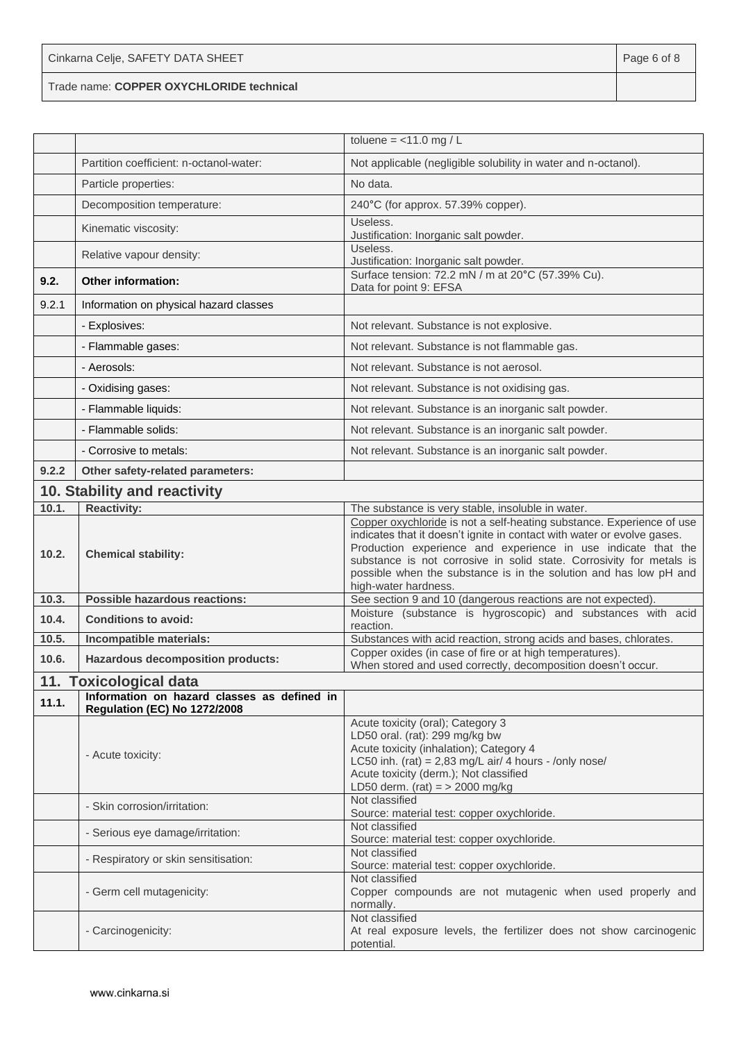| | | |
|---|---|---|
| | | toluene = <11.0 mg / L |
| | Partition coefficient: n-octanol-water: | Not applicable (negligible solubility in water and n-octanol). |
| | Particle properties: | No data. |
| | Decomposition temperature: | 240°C (for approx. 57.39% copper). |
| | Kinematic viscosity: | Useless.<br>Justification: Inorganic salt powder. |
| | Relative vapour density: | Useless.<br>Justification: Inorganic salt powder. |
| **9.2.** | **Other information:** | Surface tension: 72.2 mN / m at 20°C (57.39% Cu).<br>Data for point 9: EFSA |
| 9.2.1 | Information on physical hazard classes | |
| | - Explosives: | Not relevant. Substance is not explosive. |
| | - Flammable gases: | Not relevant. Substance is not flammable gas. |
| | - Aerosols: | Not relevant. Substance is not aerosol. |
| | - Oxidising gases: | Not relevant. Substance is not oxidising gas. |
| | - Flammable liquids: | Not relevant. Substance is an inorganic salt powder. |
| | - Flammable solids: | Not relevant. Substance is an inorganic salt powder. |
| | - Corrosive to metals: | Not relevant. Substance is an inorganic salt powder. |
| **9.2.2** | **Other safety-related parameters:** | |

## 10. Stability and reactivity

| | | |
|---|---|---|
| **10.1.** | **Reactivity:** | The substance is very stable, insoluble in water. |
| **10.2.** | **Chemical stability:** | Copper oxychloride is not a self-heating substance. Experience of use indicates that it doesn't ignite in contact with water or evolve gases. Production experience and experience in use indicate that the substance is not corrosive in solid state. Corrosivity for metals is possible when the substance is in the solution and has low pH and high-water hardness. |
| **10.3.** | **Possible hazardous reactions:** | See section 9 and 10 (dangerous reactions are not expected). |
| **10.4.** | **Conditions to avoid:** | Moisture (substance is hygroscopic) and substances with acid reaction. |
| **10.5.** | **Incompatible materials:** | Substances with acid reaction, strong acids and bases, chlorates. |
| **10.6.** | **Hazardous decomposition products:** | Copper oxides (in case of fire or at high temperatures).<br>When stored and used correctly, decomposition doesn't occur. |

## 11. Toxicological data

| | | |
|---|---|---|
| **11.1.** | **Information on hazard classes as defined in Regulation (EC) No 1272/2008** | |
| | - Acute toxicity: | Acute toxicity (oral); Category 3<br>LD50 oral. (rat): 299 mg/kg bw<br>Acute toxicity (inhalation); Category 4<br>LC50 inh. (rat) = 2,83 mg/L air/ 4 hours - /only nose/<br>Acute toxicity (derm.); Not classified<br>LD50 derm. (rat) = > 2000 mg/kg |
| | - Skin corrosion/irritation: | Not classified<br>Source: material test: copper oxychloride. |
| | - Serious eye damage/irritation: | Not classified<br>Source: material test: copper oxychloride. |
| | - Respiratory or skin sensitisation: | Not classified<br>Source: material test: copper oxychloride. |
| | - Germ cell mutagenicity: | Not classified<br>Copper compounds are not mutagenic when used properly and normally. |
| | - Carcinogenicity: | Not classified<br>At real exposure levels, the fertilizer does not show carcinogenic potential. |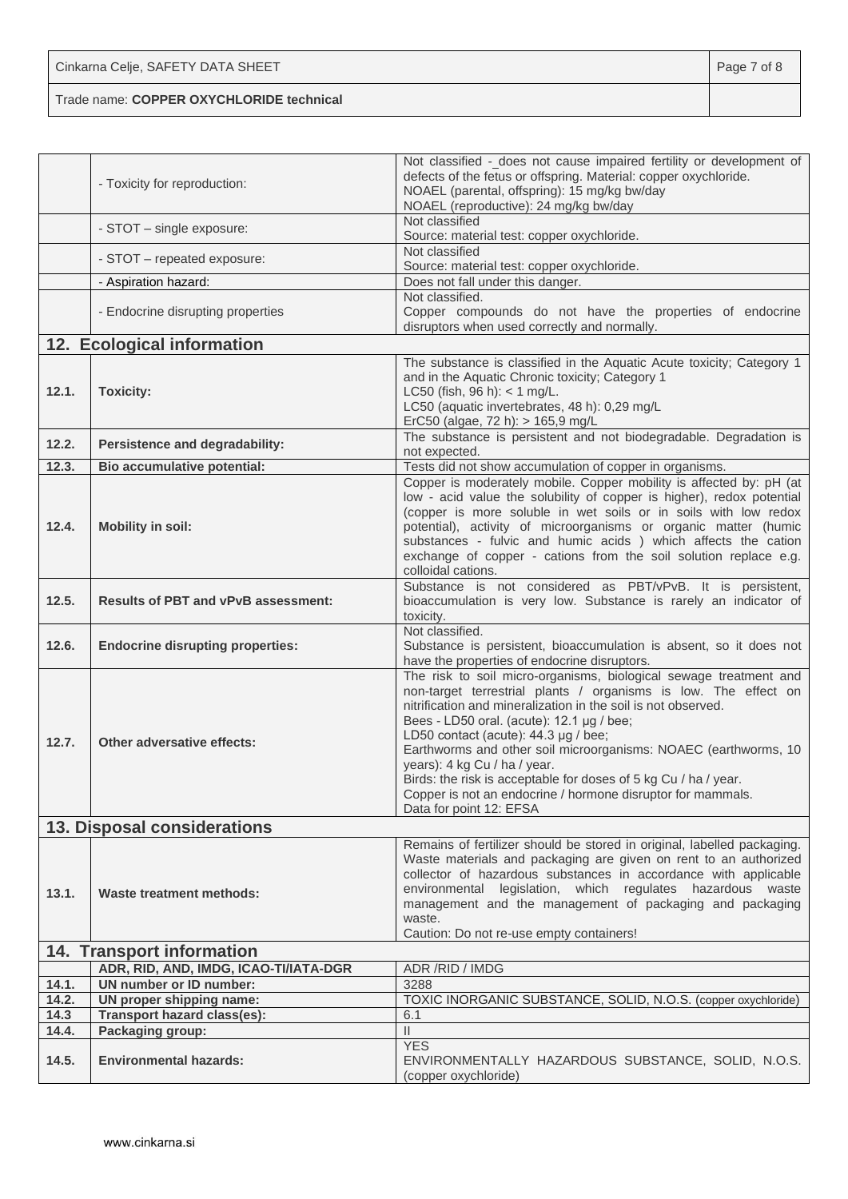| | | |
|---|---|---|
| | - Toxicity for reproduction: | Not classified - does not cause impaired fertility or development of defects of the fetus or offspring. Material: copper oxychloride.<br>NOAEL (parental, offspring): 15 mg/kg bw/day<br>NOAEL (reproductive): 24 mg/kg bw/day |
| | - STOT – single exposure: | Not classified<br>Source: material test: copper oxychloride. |
| | - STOT – repeated exposure: | Not classified<br>Source: material test: copper oxychloride. |
| | - Aspiration hazard: | Does not fall under this danger. |
| | - Endocrine disrupting properties | Not classified.<br>Copper compounds do not have the properties of endocrine disruptors when used correctly and normally. |

## 12. Ecological information

| | | |
|---|---|---|
| **12.1.** | **Toxicity:** | The substance is classified in the Aquatic Acute toxicity; Category 1 and in the Aquatic Chronic toxicity; Category 1<br>LC50 (fish, 96 h): < 1 mg/L.<br>LC50 (aquatic invertebrates, 48 h): 0,29 mg/L<br>ErC50 (algae, 72 h): > 165,9 mg/L |
| **12.2.** | **Persistence and degradability:** | The substance is persistent and not biodegradable. Degradation is not expected. |
| **12.3.** | **Bio accumulative potential:** | Tests did not show accumulation of copper in organisms. |
| **12.4.** | **Mobility in soil:** | Copper is moderately mobile. Copper mobility is affected by: pH (at low - acid value the solubility of copper is higher), redox potential (copper is more soluble in wet soils or in soils with low redox potential), activity of microorganisms or organic matter (humic substances - fulvic and humic acids ) which affects the cation exchange of copper - cations from the soil solution replace e.g. colloidal cations. |
| **12.5.** | **Results of PBT and vPvB assessment:** | Substance is not considered as PBT/vPvB. It is persistent, bioaccumulation is very low. Substance is rarely an indicator of toxicity. |
| **12.6.** | **Endocrine disrupting properties:** | Not classified.<br>Substance is persistent, bioaccumulation is absent, so it does not have the properties of endocrine disruptors. |
| **12.7.** | **Other adversative effects:** | The risk to soil micro-organisms, biological sewage treatment and non-target terrestrial plants / organisms is low. The effect on nitrification and mineralization in the soil is not observed.<br>Bees - LD50 oral. (acute): 12.1 µg / bee;<br>LD50 contact (acute): 44.3 µg / bee;<br>Earthworms and other soil microorganisms: NOAEC (earthworms, 10 years): 4 kg Cu / ha / year.<br>Birds: the risk is acceptable for doses of 5 kg Cu / ha / year.<br>Copper is not an endocrine / hormone disruptor for mammals.<br>Data for point 12: EFSA |

## 13. Disposal considerations

| | | |
|---|---|---|
| **13.1.** | **Waste treatment methods:** | Remains of fertilizer should be stored in original, labelled packaging. Waste materials and packaging are given on rent to an authorized collector of hazardous substances in accordance with applicable environmental legislation, which regulates hazardous waste management and the management of packaging and packaging waste.<br>Caution: Do not re-use empty containers! |

## 14. Transport information

| | | |
|---|---|---|
| | **ADR, RID, AND, IMDG, ICAO-TI/IATA-DGR** | ADR /RID / IMDG |
| **14.1.** | **UN number or ID number:** | 3288 |
| **14.2.** | **UN proper shipping name:** | TOXIC INORGANIC SUBSTANCE, SOLID, N.O.S. (copper oxychloride) |
| **14.3** | **Transport hazard class(es):** | 6.1 |
| **14.4.** | **Packaging group:** | II |
| **14.5.** | **Environmental hazards:** | YES<br>ENVIRONMENTALLY HAZARDOUS SUBSTANCE, SOLID, N.O.S. (copper oxychloride) |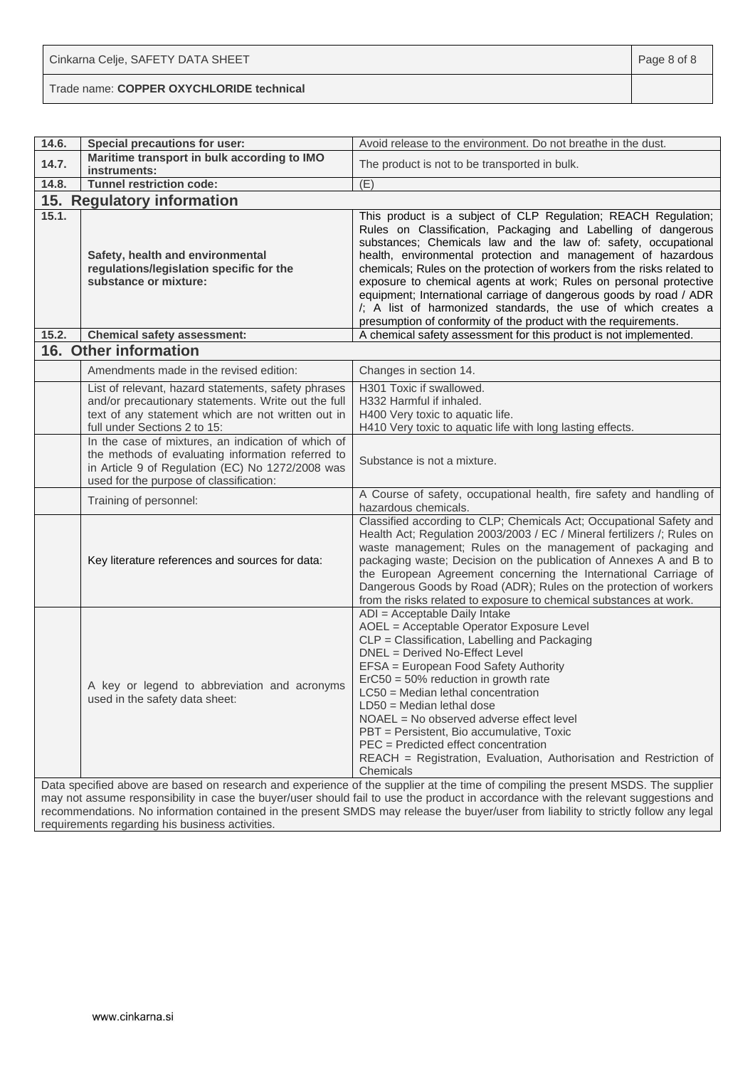| | | |
|---|---|---|
| 14.6. | **Special precautions for user:** | Avoid release to the environment. Do not breathe in the dust. |
| 14.7. | **Maritime transport in bulk according to IMO instruments:** | The product is not to be transported in bulk. |
| 14.8. | **Tunnel restriction code:** | (E) |

## 15. Regulatory information

| | | |
|---|---|---|
| 15.1. | **Safety, health and environmental regulations/legislation specific for the substance or mixture:** | This product is a subject of CLP Regulation; REACH Regulation; Rules on Classification, Packaging and Labelling of dangerous substances; Chemicals law and the law of: safety, occupational health, environmental protection and management of hazardous chemicals; Rules on the protection of workers from the risks related to exposure to chemical agents at work; Rules on personal protective equipment; International carriage of dangerous goods by road / ADR /; A list of harmonized standards, the use of which creates a presumption of conformity of the product with the requirements. |
| 15.2. | **Chemical safety assessment:** | A chemical safety assessment for this product is not implemented. |

## 16. Other information

| | | |
|---|---|---|
| | Amendments made in the revised edition: | Changes in section 14. |
| | List of relevant, hazard statements, safety phrases and/or precautionary statements. Write out the full text of any statement which are not written out in full under Sections 2 to 15: | H301 Toxic if swallowed.<br>H332 Harmful if inhaled.<br>H400 Very toxic to aquatic life.<br>H410 Very toxic to aquatic life with long lasting effects. |
| | In the case of mixtures, an indication of which of the methods of evaluating information referred to in Article 9 of Regulation (EC) No 1272/2008 was used for the purpose of classification: | Substance is not a mixture. |
| | Training of personnel: | A Course of safety, occupational health, fire safety and handling of hazardous chemicals. |
| | Key literature references and sources for data: | Classified according to CLP; Chemicals Act; Occupational Safety and Health Act; Regulation 2003/2003 / EC / Mineral fertilizers /; Rules on waste management; Rules on the management of packaging and packaging waste; Decision on the publication of Annexes A and B to the European Agreement concerning the International Carriage of Dangerous Goods by Road (ADR); Rules on the protection of workers from the risks related to exposure to chemical substances at work. |
| | A key or legend to abbreviation and acronyms used in the safety data sheet: | ADI = Acceptable Daily Intake<br>AOEL = Acceptable Operator Exposure Level<br>CLP = Classification, Labelling and Packaging<br>DNEL = Derived No-Effect Level<br>EFSA = European Food Safety Authority<br>ErC50 = 50% reduction in growth rate<br>LC50 = Median lethal concentration<br>LD50 = Median lethal dose<br>NOAEL = No observed adverse effect level<br>PBT = Persistent, Bio accumulative, Toxic<br>PEC = Predicted effect concentration<br>REACH = Registration, Evaluation, Authorisation and Restriction of Chemicals |

Data specified above are based on research and experience of the supplier at the time of compiling the present MSDS. The supplier may not assume responsibility in case the buyer/user should fail to use the product in accordance with the relevant suggestions and recommendations. No information contained in the present SMDS may release the buyer/user from liability to strictly follow any legal requirements regarding his business activities.